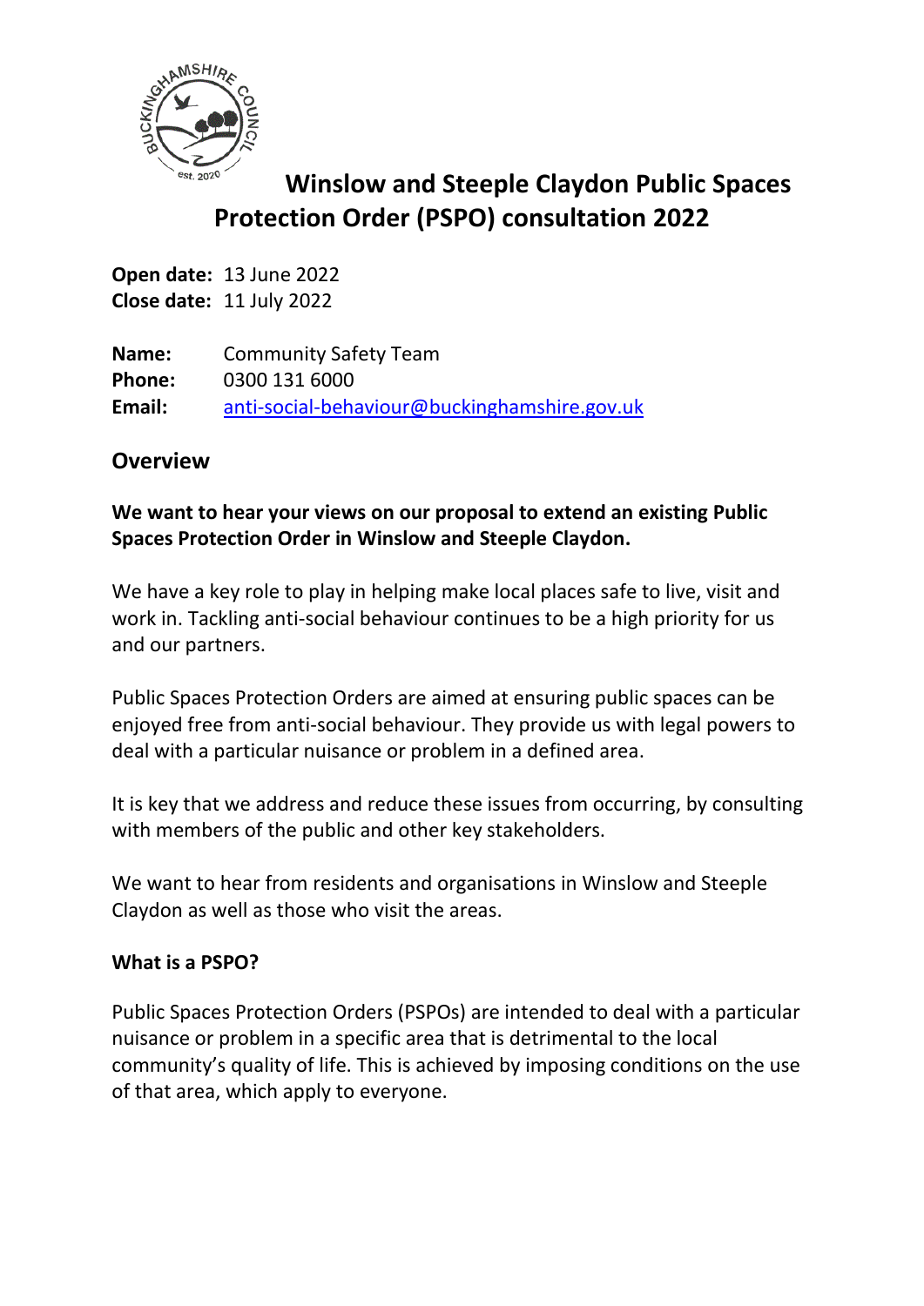# Winslow and Steeple Claydon Public Spaces Protection Order (PSPO) consultation 2022

**Open date:** 13 June 2022
**Close date:** 11 July 2022

**Name:** Community Safety Team
**Phone:** 0300 131 6000
**Email:** anti-social-behaviour@buckinghamshire.gov.uk

## Overview

**We want to hear your views on our proposal to extend an existing Public Spaces Protection Order in Winslow and Steeple Claydon.**

We have a key role to play in helping make local places safe to live, visit and work in. Tackling anti-social behaviour continues to be a high priority for us and our partners.

Public Spaces Protection Orders are aimed at ensuring public spaces can be enjoyed free from anti-social behaviour. They provide us with legal powers to deal with a particular nuisance or problem in a defined area.

It is key that we address and reduce these issues from occurring, by consulting with members of the public and other key stakeholders.

We want to hear from residents and organisations in Winslow and Steeple Claydon as well as those who visit the areas.

### What is a PSPO?

Public Spaces Protection Orders (PSPOs) are intended to deal with a particular nuisance or problem in a specific area that is detrimental to the local community's quality of life. This is achieved by imposing conditions on the use of that area, which apply to everyone.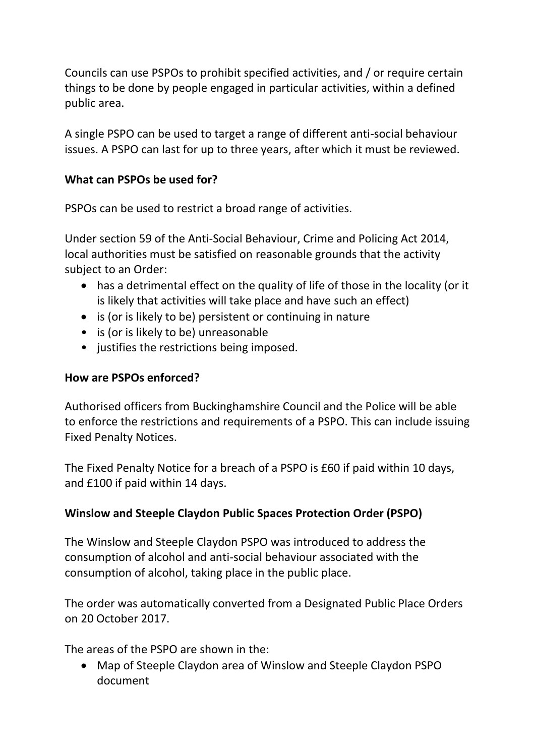Councils can use PSPOs to prohibit specified activities, and / or require certain things to be done by people engaged in particular activities, within a defined public area.

A single PSPO can be used to target a range of different anti-social behaviour issues. A PSPO can last for up to three years, after which it must be reviewed.

**What can PSPOs be used for?**

PSPOs can be used to restrict a broad range of activities.

Under section 59 of the Anti-Social Behaviour, Crime and Policing Act 2014, local authorities must be satisfied on reasonable grounds that the activity subject to an Order:

- has a detrimental effect on the quality of life of those in the locality (or it is likely that activities will take place and have such an effect)
- is (or is likely to be) persistent or continuing in nature
- is (or is likely to be) unreasonable
- justifies the restrictions being imposed.

**How are PSPOs enforced?**

Authorised officers from Buckinghamshire Council and the Police will be able to enforce the restrictions and requirements of a PSPO. This can include issuing Fixed Penalty Notices.

The Fixed Penalty Notice for a breach of a PSPO is £60 if paid within 10 days, and £100 if paid within 14 days.

**Winslow and Steeple Claydon Public Spaces Protection Order (PSPO)**

The Winslow and Steeple Claydon PSPO was introduced to address the consumption of alcohol and anti-social behaviour associated with the consumption of alcohol, taking place in the public place.

The order was automatically converted from a Designated Public Place Orders on 20 October 2017.

The areas of the PSPO are shown in the:

- Map of Steeple Claydon area of Winslow and Steeple Claydon PSPO document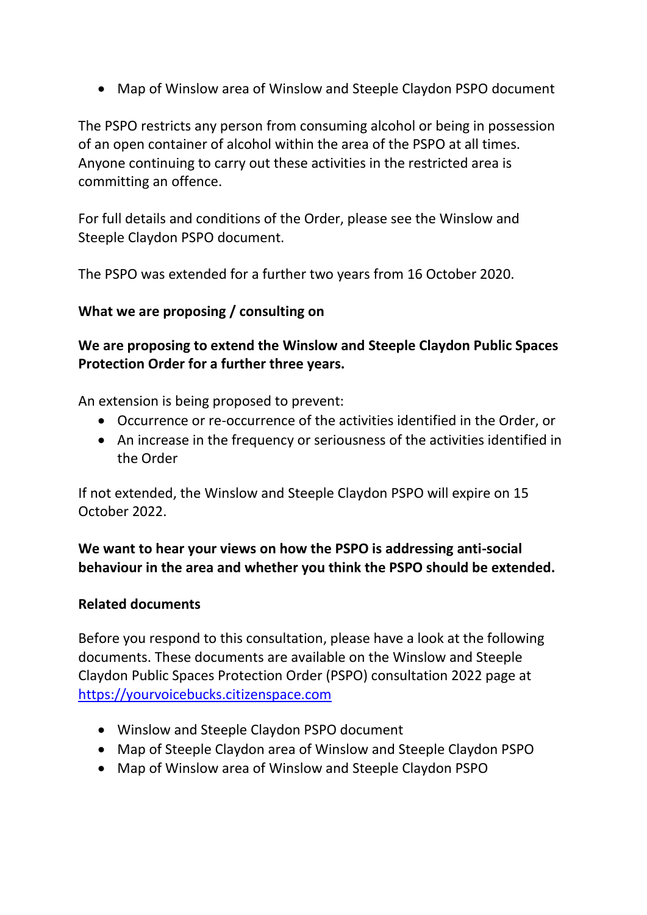- Map of Winslow area of Winslow and Steeple Claydon PSPO document

The PSPO restricts any person from consuming alcohol or being in possession of an open container of alcohol within the area of the PSPO at all times. Anyone continuing to carry out these activities in the restricted area is committing an offence.

For full details and conditions of the Order, please see the Winslow and Steeple Claydon PSPO document.

The PSPO was extended for a further two years from 16 October 2020.

**What we are proposing / consulting on**

**We are proposing to extend the Winslow and Steeple Claydon Public Spaces Protection Order for a further three years.**

An extension is being proposed to prevent:

- Occurrence or re-occurrence of the activities identified in the Order, or
- An increase in the frequency or seriousness of the activities identified in the Order

If not extended, the Winslow and Steeple Claydon PSPO will expire on 15 October 2022.

**We want to hear your views on how the PSPO is addressing anti-social behaviour in the area and whether you think the PSPO should be extended.**

**Related documents**

Before you respond to this consultation, please have a look at the following documents. These documents are available on the Winslow and Steeple Claydon Public Spaces Protection Order (PSPO) consultation 2022 page at https://yourvoicebucks.citizenspace.com

- Winslow and Steeple Claydon PSPO document
- Map of Steeple Claydon area of Winslow and Steeple Claydon PSPO
- Map of Winslow area of Winslow and Steeple Claydon PSPO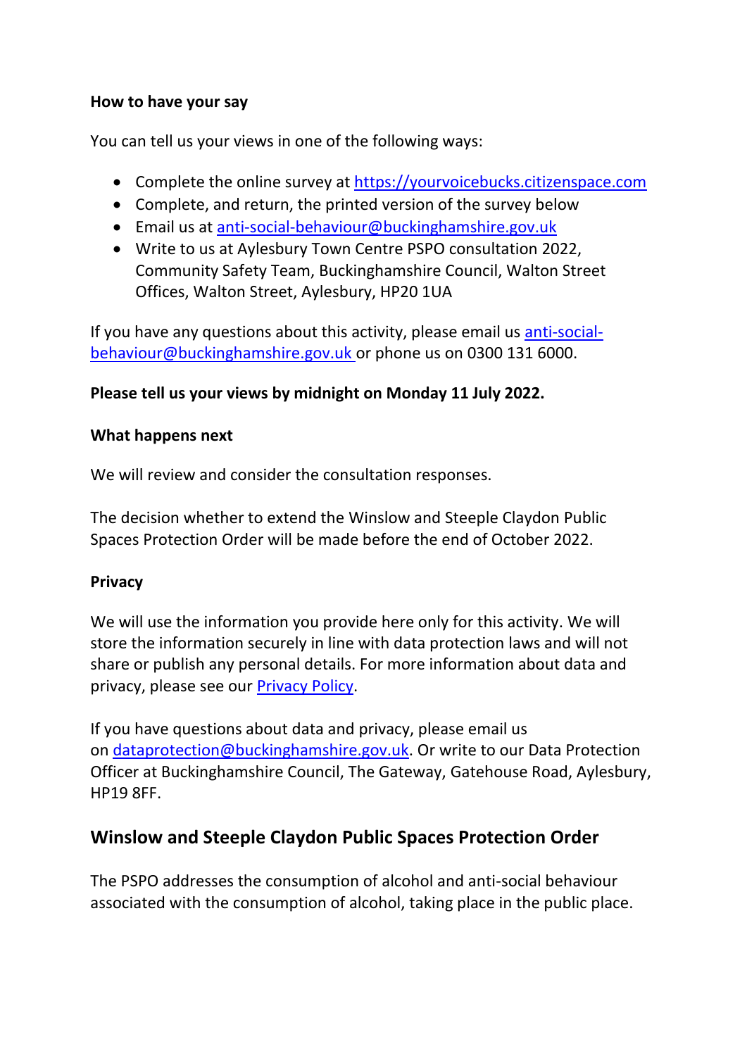**How to have your say**

You can tell us your views in one of the following ways:

- Complete the online survey at [https://yourvoicebucks.citizenspace.com](https://yourvoicebucks.citizenspace.com)
- Complete, and return, the printed version of the survey below
- Email us at [anti-social-behaviour@buckinghamshire.gov.uk](mailto:anti-social-behaviour@buckinghamshire.gov.uk)
- Write to us at Aylesbury Town Centre PSPO consultation 2022, Community Safety Team, Buckinghamshire Council, Walton Street Offices, Walton Street, Aylesbury, HP20 1UA

If you have any questions about this activity, please email us [anti-social-behaviour@buckinghamshire.gov.uk](mailto:anti-social-behaviour@buckinghamshire.gov.uk) or phone us on 0300 131 6000.

**Please tell us your views by midnight on Monday 11 July 2022.**

**What happens next**

We will review and consider the consultation responses.

The decision whether to extend the Winslow and Steeple Claydon Public Spaces Protection Order will be made before the end of October 2022.

**Privacy**

We will use the information you provide here only for this activity. We will store the information securely in line with data protection laws and will not share or publish any personal details. For more information about data and privacy, please see our Privacy Policy.

If you have questions about data and privacy, please email us on [dataprotection@buckinghamshire.gov.uk](mailto:dataprotection@buckinghamshire.gov.uk). Or write to our Data Protection Officer at Buckinghamshire Council, The Gateway, Gatehouse Road, Aylesbury, HP19 8FF.

## Winslow and Steeple Claydon Public Spaces Protection Order

The PSPO addresses the consumption of alcohol and anti-social behaviour associated with the consumption of alcohol, taking place in the public place.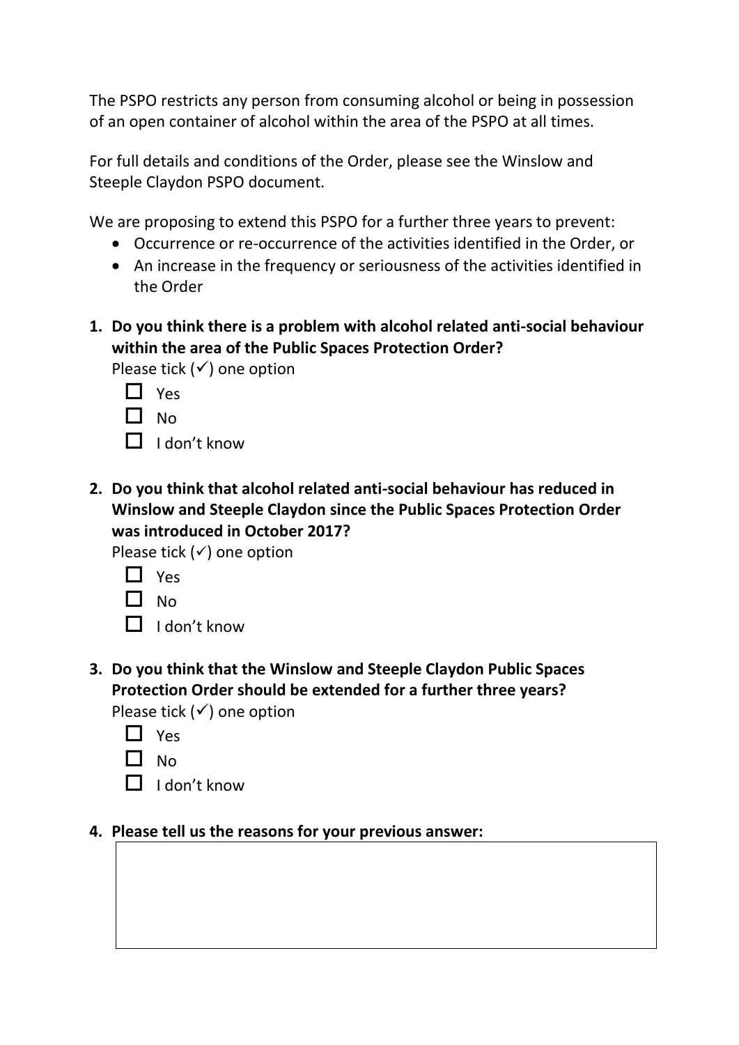The PSPO restricts any person from consuming alcohol or being in possession of an open container of alcohol within the area of the PSPO at all times.

For full details and conditions of the Order, please see the Winslow and Steeple Claydon PSPO document.

We are proposing to extend this PSPO for a further three years to prevent:

- Occurrence or re-occurrence of the activities identified in the Order, or
- An increase in the frequency or seriousness of the activities identified in the Order

1. **Do you think there is a problem with alcohol related anti-social behaviour within the area of the Public Spaces Protection Order?**
   Please tick (✓) one option
   - ☐ Yes
   - ☐ No
   - ☐ I don't know

2. **Do you think that alcohol related anti-social behaviour has reduced in Winslow and Steeple Claydon since the Public Spaces Protection Order was introduced in October 2017?**
   Please tick (✓) one option
   - ☐ Yes
   - ☐ No
   - ☐ I don't know

3. **Do you think that the Winslow and Steeple Claydon Public Spaces Protection Order should be extended for a further three years?**
   Please tick (✓) one option
   - ☐ Yes
   - ☐ No
   - ☐ I don't know

4. **Please tell us the reasons for your previous answer:**

|  |
|---|
|  |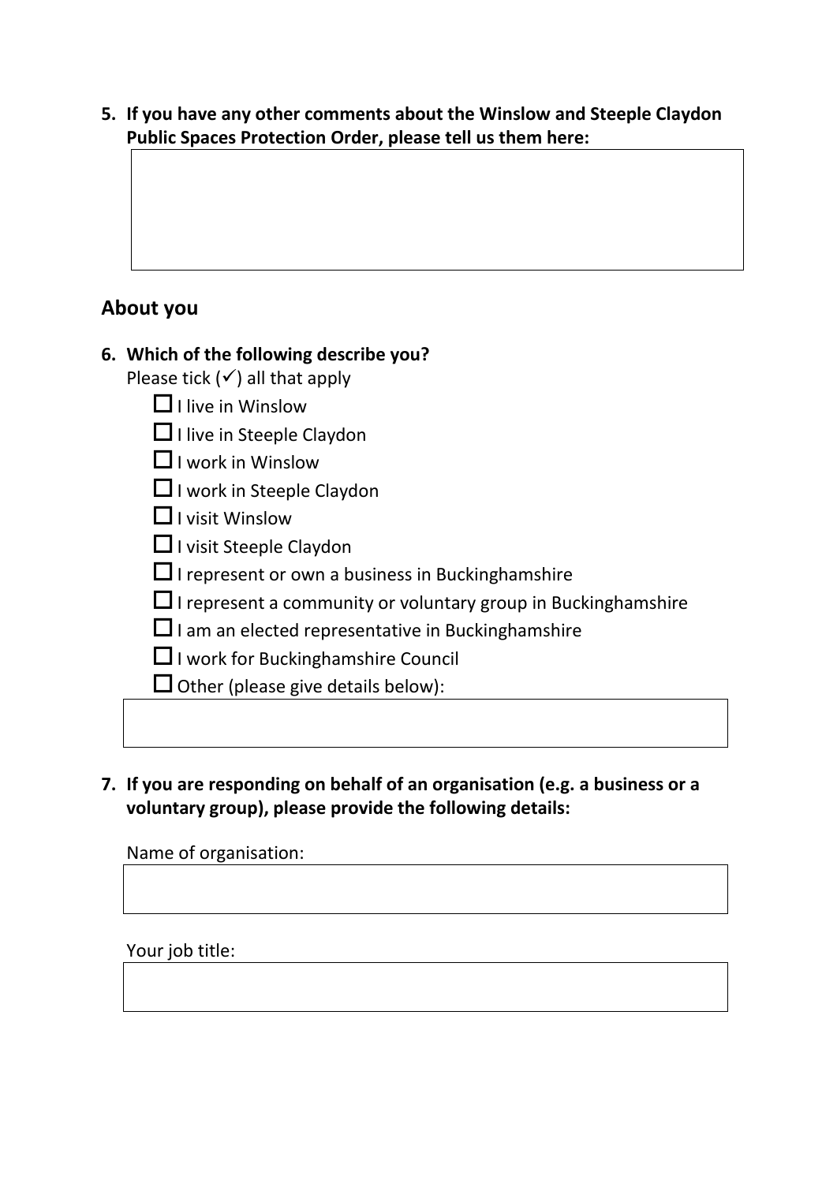5. **If you have any other comments about the Winslow and Steeple Claydon Public Spaces Protection Order, please tell us them here:**

## About you

6. **Which of the following describe you?**
   Please tick (✓) all that apply
   - ☐ I live in Winslow
   - ☐ I live in Steeple Claydon
   - ☐ I work in Winslow
   - ☐ I work in Steeple Claydon
   - ☐ I visit Winslow
   - ☐ I visit Steeple Claydon
   - ☐ I represent or own a business in Buckinghamshire
   - ☐ I represent a community or voluntary group in Buckinghamshire
   - ☐ I am an elected representative in Buckinghamshire
   - ☐ I work for Buckinghamshire Council
   - ☐ Other (please give details below):

7. **If you are responding on behalf of an organisation (e.g. a business or a voluntary group), please provide the following details:**

   Name of organisation:

   Your job title: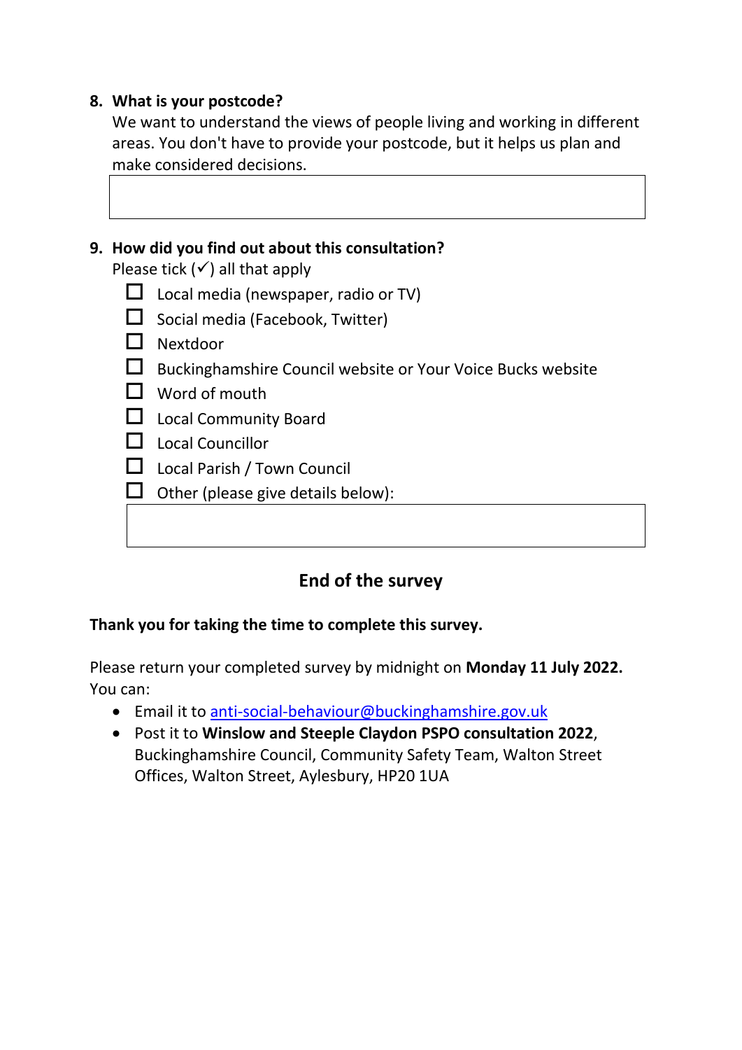**8. What is your postcode?**

We want to understand the views of people living and working in different areas. You don't have to provide your postcode, but it helps us plan and make considered decisions.

**9. How did you find out about this consultation?**

Please tick (✓) all that apply

- ☐ Local media (newspaper, radio or TV)
- ☐ Social media (Facebook, Twitter)
- ☐ Nextdoor
- ☐ Buckinghamshire Council website or Your Voice Bucks website
- ☐ Word of mouth
- ☐ Local Community Board
- ☐ Local Councillor
- ☐ Local Parish / Town Council
- ☐ Other (please give details below):

## End of the survey

**Thank you for taking the time to complete this survey.**

Please return your completed survey by midnight on **Monday 11 July 2022.** You can:

- Email it to anti-social-behaviour@buckinghamshire.gov.uk
- Post it to **Winslow and Steeple Claydon PSPO consultation 2022**, Buckinghamshire Council, Community Safety Team, Walton Street Offices, Walton Street, Aylesbury, HP20 1UA